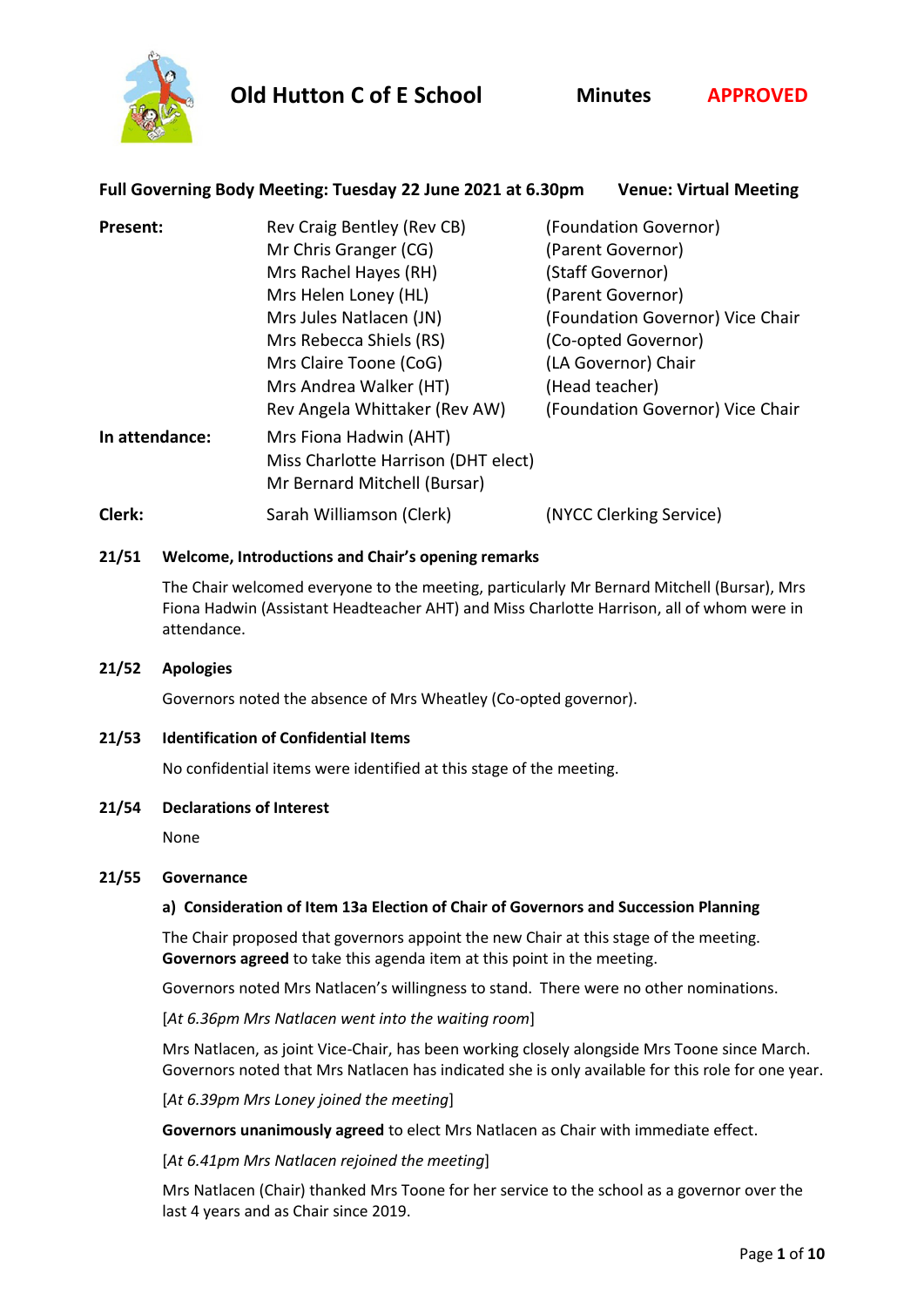# Old Hutton C of E School

**Minutes** **APPROVED**

**Full Governing Body Meeting: Tuesday 22 June 2021 at 6.30pm** **Venue: Virtual Meeting**

| | | |
|---|---|---|
| **Present:** | Rev Craig Bentley (Rev CB) | (Foundation Governor) |
| | Mr Chris Granger (CG) | (Parent Governor) |
| | Mrs Rachel Hayes (RH) | (Staff Governor) |
| | Mrs Helen Loney (HL) | (Parent Governor) |
| | Mrs Jules Natlacen (JN) | (Foundation Governor) Vice Chair |
| | Mrs Rebecca Shiels (RS) | (Co-opted Governor) |
| | Mrs Claire Toone (CoG) | (LA Governor) Chair |
| | Mrs Andrea Walker (HT) | (Head teacher) |
| | Rev Angela Whittaker (Rev AW) | (Foundation Governor) Vice Chair |
| **In attendance:** | Mrs Fiona Hadwin (AHT) | |
| | Miss Charlotte Harrison (DHT elect) | |
| | Mr Bernard Mitchell (Bursar) | |
| **Clerk:** | Sarah Williamson (Clerk) | (NYCC Clerking Service) |

## 21/51 Welcome, Introductions and Chair's opening remarks

The Chair welcomed everyone to the meeting, particularly Mr Bernard Mitchell (Bursar), Mrs Fiona Hadwin (Assistant Headteacher AHT) and Miss Charlotte Harrison, all of whom were in attendance.

## 21/52 Apologies

Governors noted the absence of Mrs Wheatley (Co-opted governor).

## 21/53 Identification of Confidential Items

No confidential items were identified at this stage of the meeting.

## 21/54 Declarations of Interest

None

## 21/55 Governance

### a) Consideration of Item 13a Election of Chair of Governors and Succession Planning

The Chair proposed that governors appoint the new Chair at this stage of the meeting. **Governors agreed** to take this agenda item at this point in the meeting.

Governors noted Mrs Natlacen's willingness to stand. There were no other nominations.

[*At 6.36pm Mrs Natlacen went into the waiting room*]

Mrs Natlacen, as joint Vice-Chair, has been working closely alongside Mrs Toone since March. Governors noted that Mrs Natlacen has indicated she is only available for this role for one year.

[*At 6.39pm Mrs Loney joined the meeting*]

**Governors unanimously agreed** to elect Mrs Natlacen as Chair with immediate effect.

[*At 6.41pm Mrs Natlacen rejoined the meeting*]

Mrs Natlacen (Chair) thanked Mrs Toone for her service to the school as a governor over the last 4 years and as Chair since 2019.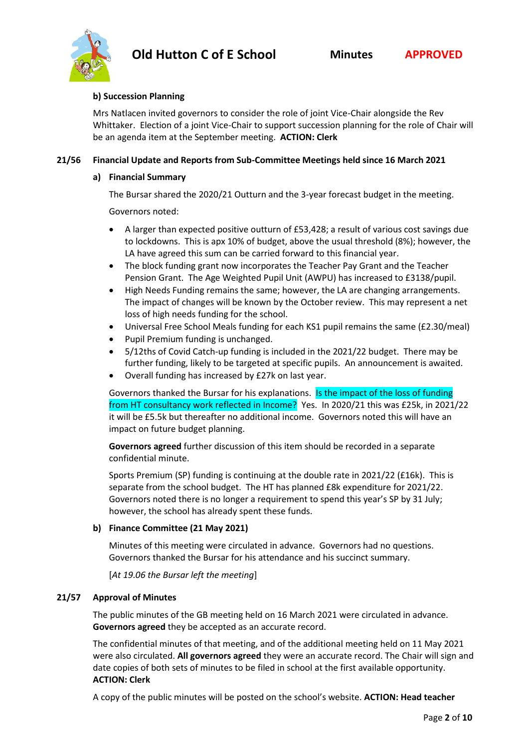**b) Succession Planning**

Mrs Natlacen invited governors to consider the role of joint Vice-Chair alongside the Rev Whittaker. Election of a joint Vice-Chair to support succession planning for the role of Chair will be an agenda item at the September meeting. **ACTION: Clerk**

**21/56 Financial Update and Reports from Sub-Committee Meetings held since 16 March 2021**

**a) Financial Summary**

The Bursar shared the 2020/21 Outturn and the 3-year forecast budget in the meeting.

Governors noted:

- A larger than expected positive outturn of £53,428; a result of various cost savings due to lockdowns. This is apx 10% of budget, above the usual threshold (8%); however, the LA have agreed this sum can be carried forward to this financial year.
- The block funding grant now incorporates the Teacher Pay Grant and the Teacher Pension Grant. The Age Weighted Pupil Unit (AWPU) has increased to £3138/pupil.
- High Needs Funding remains the same; however, the LA are changing arrangements. The impact of changes will be known by the October review. This may represent a net loss of high needs funding for the school.
- Universal Free School Meals funding for each KS1 pupil remains the same (£2.30/meal)
- Pupil Premium funding is unchanged.
- 5/12ths of Covid Catch-up funding is included in the 2021/22 budget. There may be further funding, likely to be targeted at specific pupils. An announcement is awaited.
- Overall funding has increased by £27k on last year.

Governors thanked the Bursar for his explanations. Is the impact of the loss of funding from HT consultancy work reflected in Income? Yes. In 2020/21 this was £25k, in 2021/22 it will be £5.5k but thereafter no additional income. Governors noted this will have an impact on future budget planning.

**Governors agreed** further discussion of this item should be recorded in a separate confidential minute.

Sports Premium (SP) funding is continuing at the double rate in 2021/22 (£16k). This is separate from the school budget. The HT has planned £8k expenditure for 2021/22. Governors noted there is no longer a requirement to spend this year's SP by 31 July; however, the school has already spent these funds.

**b) Finance Committee (21 May 2021)**

Minutes of this meeting were circulated in advance. Governors had no questions. Governors thanked the Bursar for his attendance and his succinct summary.

[*At 19.06 the Bursar left the meeting*]

**21/57 Approval of Minutes**

The public minutes of the GB meeting held on 16 March 2021 were circulated in advance. **Governors agreed** they be accepted as an accurate record.

The confidential minutes of that meeting, and of the additional meeting held on 11 May 2021 were also circulated. **All governors agreed** they were an accurate record. The Chair will sign and date copies of both sets of minutes to be filed in school at the first available opportunity. **ACTION: Clerk**

A copy of the public minutes will be posted on the school's website. **ACTION: Head teacher**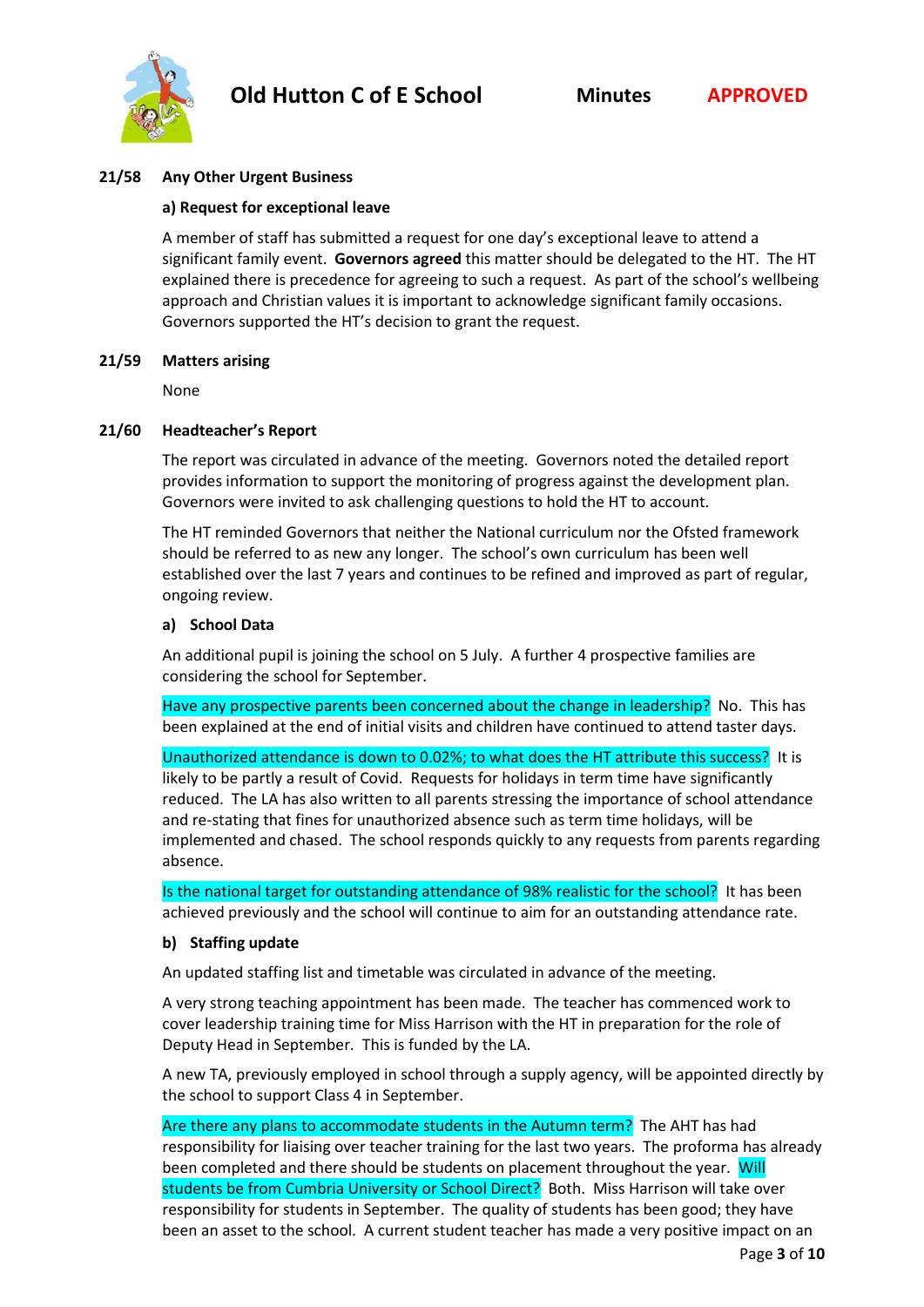**21/58 Any Other Urgent Business**

**a) Request for exceptional leave**

A member of staff has submitted a request for one day's exceptional leave to attend a significant family event. **Governors agreed** this matter should be delegated to the HT. The HT explained there is precedence for agreeing to such a request. As part of the school's wellbeing approach and Christian values it is important to acknowledge significant family occasions. Governors supported the HT's decision to grant the request.

**21/59 Matters arising**

None

**21/60 Headteacher's Report**

The report was circulated in advance of the meeting. Governors noted the detailed report provides information to support the monitoring of progress against the development plan. Governors were invited to ask challenging questions to hold the HT to account.

The HT reminded Governors that neither the National curriculum nor the Ofsted framework should be referred to as new any longer. The school's own curriculum has been well established over the last 7 years and continues to be refined and improved as part of regular, ongoing review.

**a) School Data**

An additional pupil is joining the school on 5 July. A further 4 prospective families are considering the school for September.

Have any prospective parents been concerned about the change in leadership? No. This has been explained at the end of initial visits and children have continued to attend taster days.

Unauthorized attendance is down to 0.02%; to what does the HT attribute this success? It is likely to be partly a result of Covid. Requests for holidays in term time have significantly reduced. The LA has also written to all parents stressing the importance of school attendance and re-stating that fines for unauthorized absence such as term time holidays, will be implemented and chased. The school responds quickly to any requests from parents regarding absence.

Is the national target for outstanding attendance of 98% realistic for the school? It has been achieved previously and the school will continue to aim for an outstanding attendance rate.

**b) Staffing update**

An updated staffing list and timetable was circulated in advance of the meeting.

A very strong teaching appointment has been made. The teacher has commenced work to cover leadership training time for Miss Harrison with the HT in preparation for the role of Deputy Head in September. This is funded by the LA.

A new TA, previously employed in school through a supply agency, will be appointed directly by the school to support Class 4 in September.

Are there any plans to accommodate students in the Autumn term? The AHT has had responsibility for liaising over teacher training for the last two years. The proforma has already been completed and there should be students on placement throughout the year. Will students be from Cumbria University or School Direct? Both. Miss Harrison will take over responsibility for students in September. The quality of students has been good; they have been an asset to the school. A current student teacher has made a very positive impact on an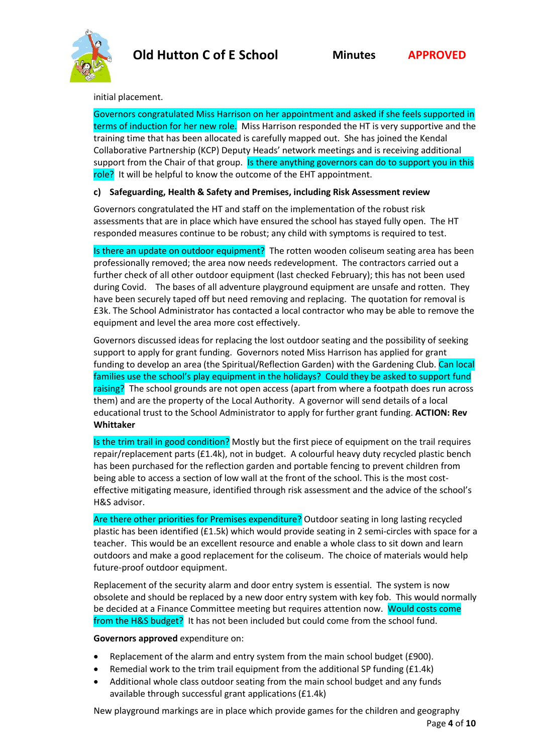initial placement.

Governors congratulated Miss Harrison on her appointment and asked if she feels supported in terms of induction for her new role. Miss Harrison responded the HT is very supportive and the training time that has been allocated is carefully mapped out. She has joined the Kendal Collaborative Partnership (KCP) Deputy Heads' network meetings and is receiving additional support from the Chair of that group. Is there anything governors can do to support you in this role? It will be helpful to know the outcome of the EHT appointment.

**c) Safeguarding, Health & Safety and Premises, including Risk Assessment review**

Governors congratulated the HT and staff on the implementation of the robust risk assessments that are in place which have ensured the school has stayed fully open. The HT responded measures continue to be robust; any child with symptoms is required to test.

Is there an update on outdoor equipment? The rotten wooden coliseum seating area has been professionally removed; the area now needs redevelopment. The contractors carried out a further check of all other outdoor equipment (last checked February); this has not been used during Covid. The bases of all adventure playground equipment are unsafe and rotten. They have been securely taped off but need removing and replacing. The quotation for removal is £3k. The School Administrator has contacted a local contractor who may be able to remove the equipment and level the area more cost effectively.

Governors discussed ideas for replacing the lost outdoor seating and the possibility of seeking support to apply for grant funding. Governors noted Miss Harrison has applied for grant funding to develop an area (the Spiritual/Reflection Garden) with the Gardening Club. Can local families use the school's play equipment in the holidays? Could they be asked to support fund raising? The school grounds are not open access (apart from where a footpath does run across them) and are the property of the Local Authority. A governor will send details of a local educational trust to the School Administrator to apply for further grant funding. **ACTION: Rev Whittaker**

Is the trim trail in good condition? Mostly but the first piece of equipment on the trail requires repair/replacement parts (£1.4k), not in budget. A colourful heavy duty recycled plastic bench has been purchased for the reflection garden and portable fencing to prevent children from being able to access a section of low wall at the front of the school. This is the most cost-effective mitigating measure, identified through risk assessment and the advice of the school's H&S advisor.

Are there other priorities for Premises expenditure? Outdoor seating in long lasting recycled plastic has been identified (£1.5k) which would provide seating in 2 semi-circles with space for a teacher. This would be an excellent resource and enable a whole class to sit down and learn outdoors and make a good replacement for the coliseum. The choice of materials would help future-proof outdoor equipment.

Replacement of the security alarm and door entry system is essential. The system is now obsolete and should be replaced by a new door entry system with key fob. This would normally be decided at a Finance Committee meeting but requires attention now. Would costs come from the H&S budget? It has not been included but could come from the school fund.

**Governors approved** expenditure on:

- Replacement of the alarm and entry system from the main school budget (£900).
- Remedial work to the trim trail equipment from the additional SP funding (£1.4k)
- Additional whole class outdoor seating from the main school budget and any funds available through successful grant applications (£1.4k)

New playground markings are in place which provide games for the children and geography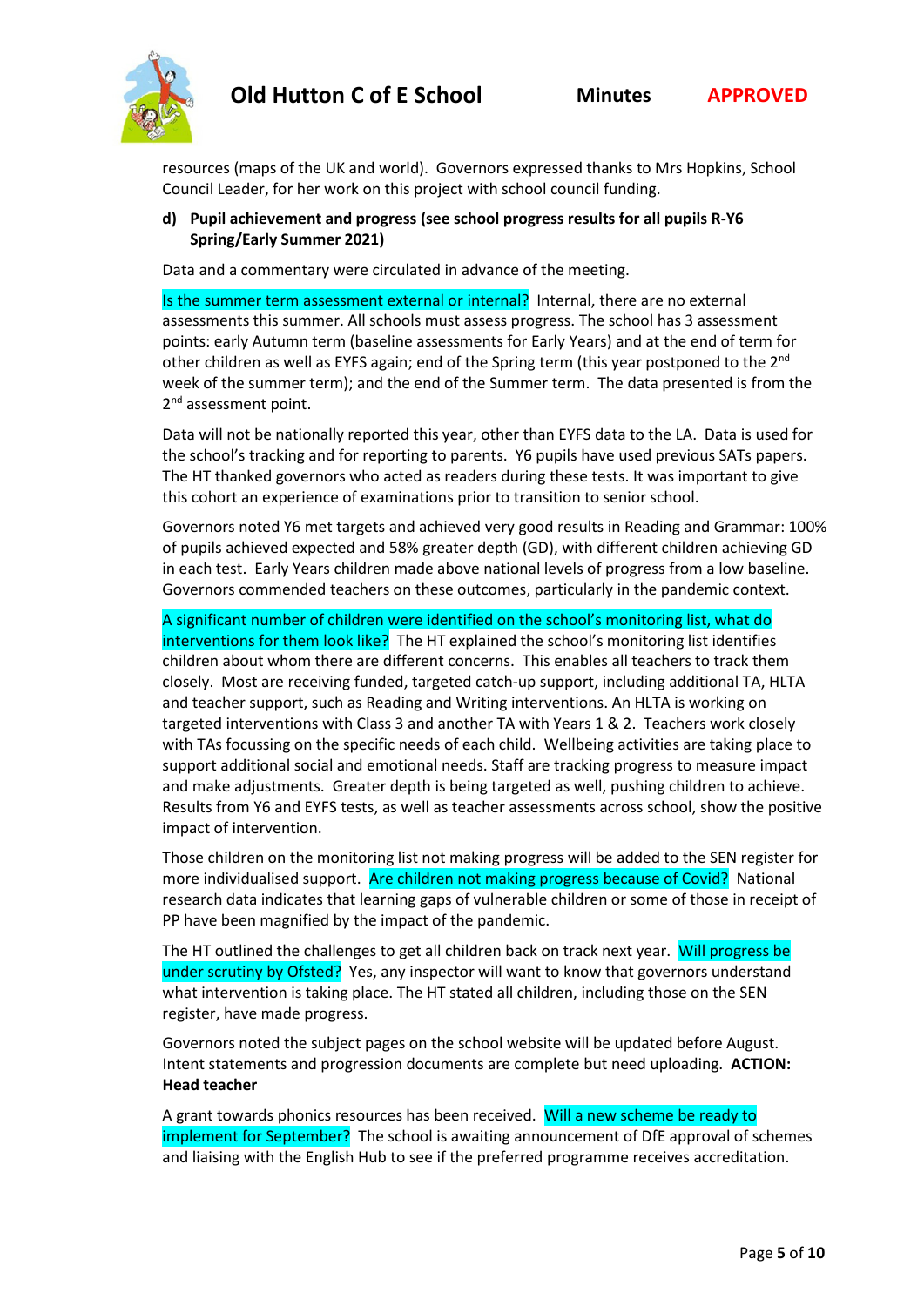resources (maps of the UK and world). Governors expressed thanks to Mrs Hopkins, School Council Leader, for her work on this project with school council funding.

**d) Pupil achievement and progress (see school progress results for all pupils R-Y6 Spring/Early Summer 2021)**

Data and a commentary were circulated in advance of the meeting.

Is the summer term assessment external or internal? Internal, there are no external assessments this summer. All schools must assess progress. The school has 3 assessment points: early Autumn term (baseline assessments for Early Years) and at the end of term for other children as well as EYFS again; end of the Spring term (this year postponed to the 2nd week of the summer term); and the end of the Summer term. The data presented is from the 2nd assessment point.

Data will not be nationally reported this year, other than EYFS data to the LA. Data is used for the school's tracking and for reporting to parents. Y6 pupils have used previous SATs papers. The HT thanked governors who acted as readers during these tests. It was important to give this cohort an experience of examinations prior to transition to senior school.

Governors noted Y6 met targets and achieved very good results in Reading and Grammar: 100% of pupils achieved expected and 58% greater depth (GD), with different children achieving GD in each test. Early Years children made above national levels of progress from a low baseline. Governors commended teachers on these outcomes, particularly in the pandemic context.

A significant number of children were identified on the school's monitoring list, what do interventions for them look like? The HT explained the school's monitoring list identifies children about whom there are different concerns. This enables all teachers to track them closely. Most are receiving funded, targeted catch-up support, including additional TA, HLTA and teacher support, such as Reading and Writing interventions. An HLTA is working on targeted interventions with Class 3 and another TA with Years 1 & 2. Teachers work closely with TAs focussing on the specific needs of each child. Wellbeing activities are taking place to support additional social and emotional needs. Staff are tracking progress to measure impact and make adjustments. Greater depth is being targeted as well, pushing children to achieve. Results from Y6 and EYFS tests, as well as teacher assessments across school, show the positive impact of intervention.

Those children on the monitoring list not making progress will be added to the SEN register for more individualised support. Are children not making progress because of Covid? National research data indicates that learning gaps of vulnerable children or some of those in receipt of PP have been magnified by the impact of the pandemic.

The HT outlined the challenges to get all children back on track next year. Will progress be under scrutiny by Ofsted? Yes, any inspector will want to know that governors understand what intervention is taking place. The HT stated all children, including those on the SEN register, have made progress.

Governors noted the subject pages on the school website will be updated before August. Intent statements and progression documents are complete but need uploading. **ACTION: Head teacher**

A grant towards phonics resources has been received. Will a new scheme be ready to implement for September? The school is awaiting announcement of DfE approval of schemes and liaising with the English Hub to see if the preferred programme receives accreditation.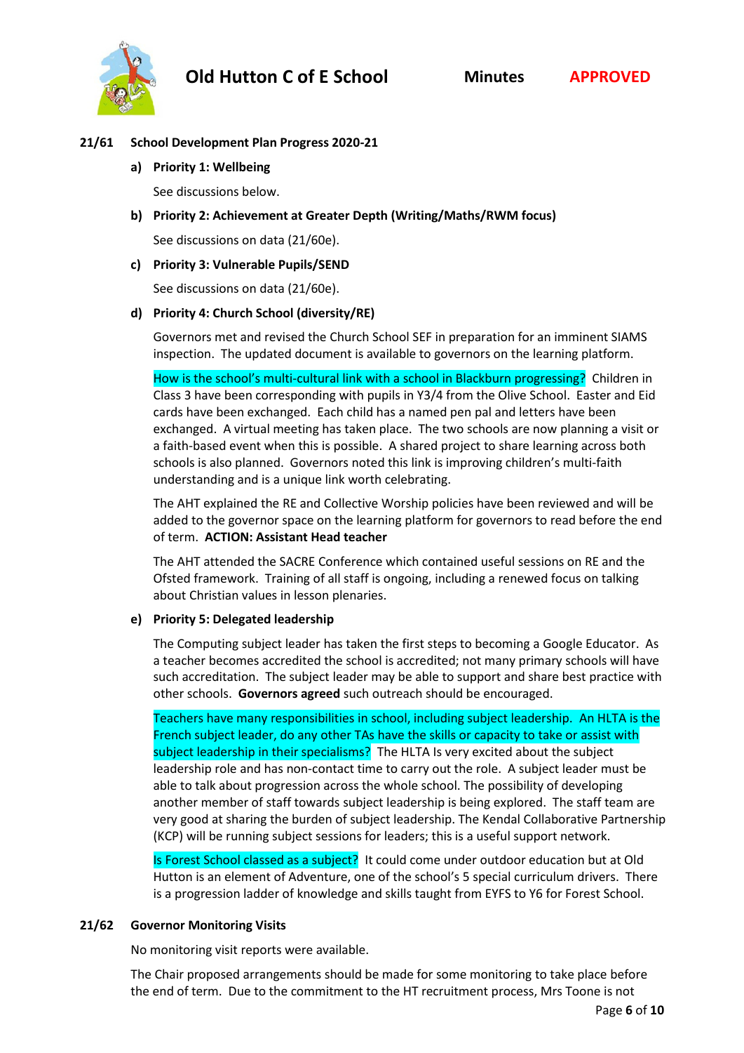**21/61 School Development Plan Progress 2020-21**

**a) Priority 1: Wellbeing**

See discussions below.

**b) Priority 2: Achievement at Greater Depth (Writing/Maths/RWM focus)**

See discussions on data (21/60e).

**c) Priority 3: Vulnerable Pupils/SEND**

See discussions on data (21/60e).

**d) Priority 4: Church School (diversity/RE)**

Governors met and revised the Church School SEF in preparation for an imminent SIAMS inspection. The updated document is available to governors on the learning platform.

How is the school's multi-cultural link with a school in Blackburn progressing? Children in Class 3 have been corresponding with pupils in Y3/4 from the Olive School. Easter and Eid cards have been exchanged. Each child has a named pen pal and letters have been exchanged. A virtual meeting has taken place. The two schools are now planning a visit or a faith-based event when this is possible. A shared project to share learning across both schools is also planned. Governors noted this link is improving children's multi-faith understanding and is a unique link worth celebrating.

The AHT explained the RE and Collective Worship policies have been reviewed and will be added to the governor space on the learning platform for governors to read before the end of term. **ACTION: Assistant Head teacher**

The AHT attended the SACRE Conference which contained useful sessions on RE and the Ofsted framework. Training of all staff is ongoing, including a renewed focus on talking about Christian values in lesson plenaries.

**e) Priority 5: Delegated leadership**

The Computing subject leader has taken the first steps to becoming a Google Educator. As a teacher becomes accredited the school is accredited; not many primary schools will have such accreditation. The subject leader may be able to support and share best practice with other schools. **Governors agreed** such outreach should be encouraged.

Teachers have many responsibilities in school, including subject leadership. An HLTA is the French subject leader, do any other TAs have the skills or capacity to take or assist with subject leadership in their specialisms? The HLTA Is very excited about the subject leadership role and has non-contact time to carry out the role. A subject leader must be able to talk about progression across the whole school. The possibility of developing another member of staff towards subject leadership is being explored. The staff team are very good at sharing the burden of subject leadership. The Kendal Collaborative Partnership (KCP) will be running subject sessions for leaders; this is a useful support network.

Is Forest School classed as a subject? It could come under outdoor education but at Old Hutton is an element of Adventure, one of the school's 5 special curriculum drivers. There is a progression ladder of knowledge and skills taught from EYFS to Y6 for Forest School.

**21/62 Governor Monitoring Visits**

No monitoring visit reports were available.

The Chair proposed arrangements should be made for some monitoring to take place before the end of term. Due to the commitment to the HT recruitment process, Mrs Toone is not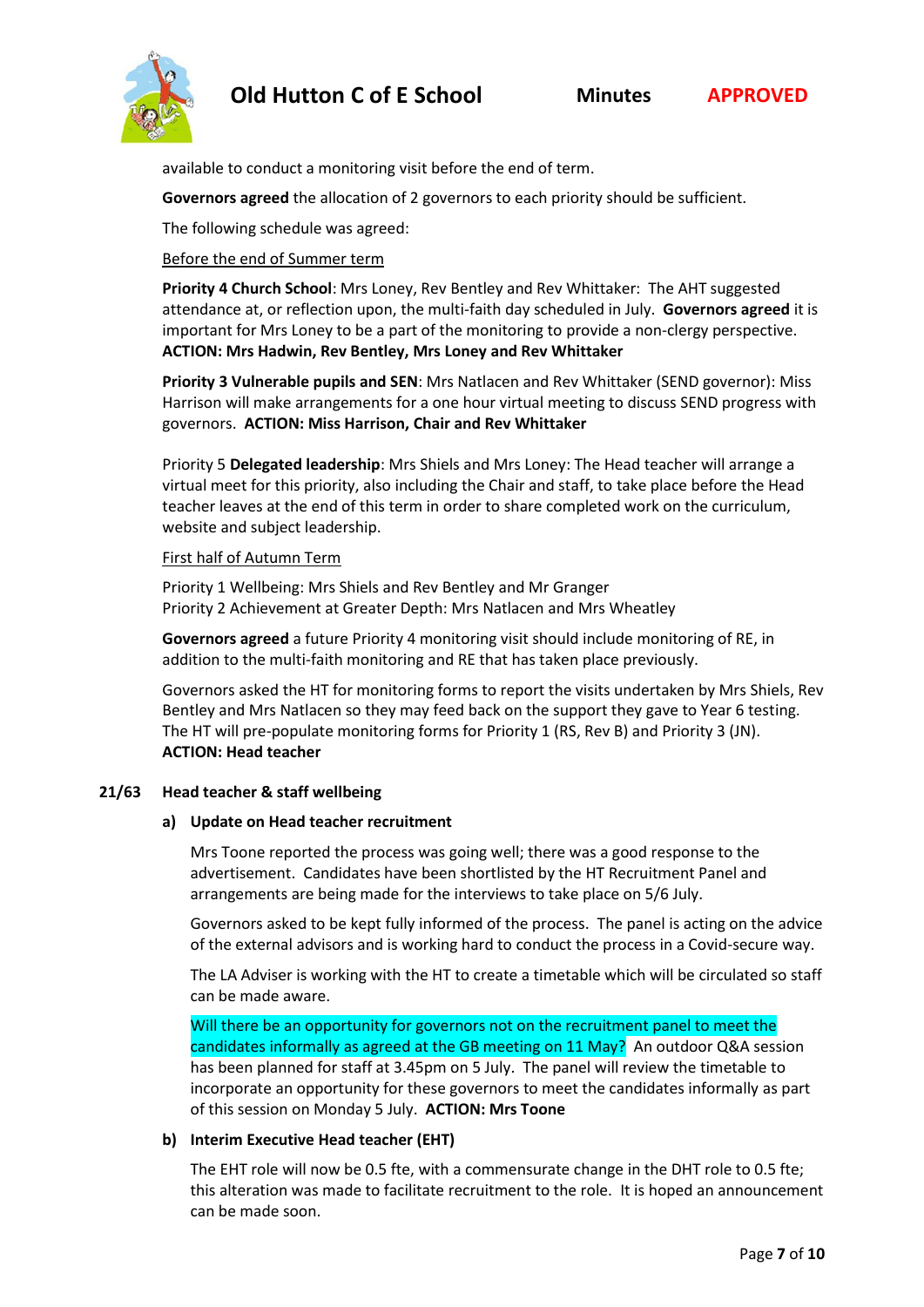available to conduct a monitoring visit before the end of term.

**Governors agreed** the allocation of 2 governors to each priority should be sufficient.

The following schedule was agreed:

Before the end of Summer term

**Priority 4 Church School**: Mrs Loney, Rev Bentley and Rev Whittaker: The AHT suggested attendance at, or reflection upon, the multi-faith day scheduled in July. **Governors agreed** it is important for Mrs Loney to be a part of the monitoring to provide a non-clergy perspective. **ACTION: Mrs Hadwin, Rev Bentley, Mrs Loney and Rev Whittaker**

**Priority 3 Vulnerable pupils and SEN**: Mrs Natlacen and Rev Whittaker (SEND governor): Miss Harrison will make arrangements for a one hour virtual meeting to discuss SEND progress with governors. **ACTION: Miss Harrison, Chair and Rev Whittaker**

Priority 5 **Delegated leadership**: Mrs Shiels and Mrs Loney: The Head teacher will arrange a virtual meet for this priority, also including the Chair and staff, to take place before the Head teacher leaves at the end of this term in order to share completed work on the curriculum, website and subject leadership.

First half of Autumn Term

Priority 1 Wellbeing: Mrs Shiels and Rev Bentley and Mr Granger
Priority 2 Achievement at Greater Depth: Mrs Natlacen and Mrs Wheatley

**Governors agreed** a future Priority 4 monitoring visit should include monitoring of RE, in addition to the multi-faith monitoring and RE that has taken place previously.

Governors asked the HT for monitoring forms to report the visits undertaken by Mrs Shiels, Rev Bentley and Mrs Natlacen so they may feed back on the support they gave to Year 6 testing. The HT will pre-populate monitoring forms for Priority 1 (RS, Rev B) and Priority 3 (JN). **ACTION: Head teacher**

## 21/63 Head teacher & staff wellbeing

### a) Update on Head teacher recruitment

Mrs Toone reported the process was going well; there was a good response to the advertisement. Candidates have been shortlisted by the HT Recruitment Panel and arrangements are being made for the interviews to take place on 5/6 July.

Governors asked to be kept fully informed of the process. The panel is acting on the advice of the external advisors and is working hard to conduct the process in a Covid-secure way.

The LA Adviser is working with the HT to create a timetable which will be circulated so staff can be made aware.

Will there be an opportunity for governors not on the recruitment panel to meet the candidates informally as agreed at the GB meeting on 11 May? An outdoor Q&A session has been planned for staff at 3.45pm on 5 July. The panel will review the timetable to incorporate an opportunity for these governors to meet the candidates informally as part of this session on Monday 5 July. **ACTION: Mrs Toone**

### b) Interim Executive Head teacher (EHT)

The EHT role will now be 0.5 fte, with a commensurate change in the DHT role to 0.5 fte; this alteration was made to facilitate recruitment to the role. It is hoped an announcement can be made soon.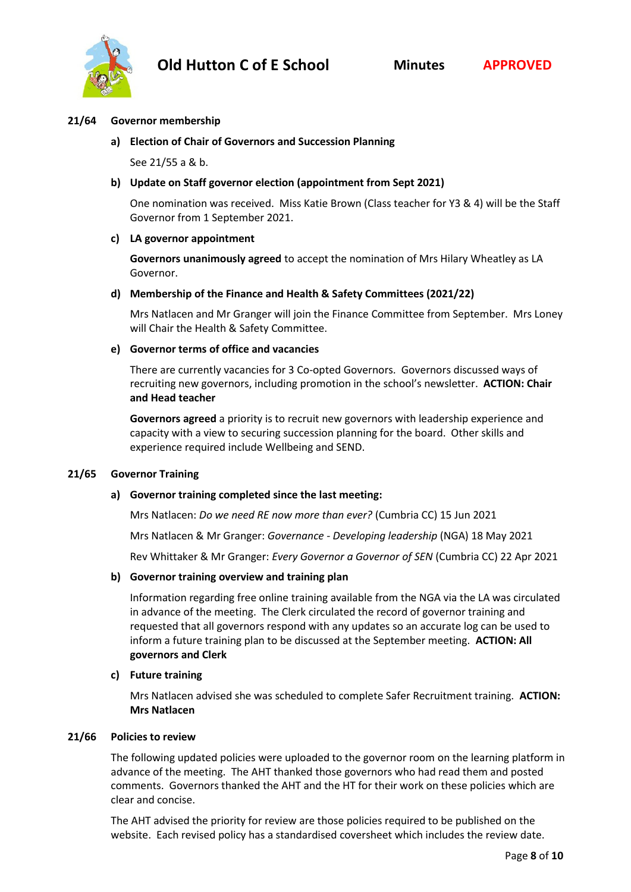**21/64 Governor membership**

**a) Election of Chair of Governors and Succession Planning**

See 21/55 a & b.

**b) Update on Staff governor election (appointment from Sept 2021)**

One nomination was received. Miss Katie Brown (Class teacher for Y3 & 4) will be the Staff Governor from 1 September 2021.

**c) LA governor appointment**

**Governors unanimously agreed** to accept the nomination of Mrs Hilary Wheatley as LA Governor.

**d) Membership of the Finance and Health & Safety Committees (2021/22)**

Mrs Natlacen and Mr Granger will join the Finance Committee from September. Mrs Loney will Chair the Health & Safety Committee.

**e) Governor terms of office and vacancies**

There are currently vacancies for 3 Co-opted Governors. Governors discussed ways of recruiting new governors, including promotion in the school's newsletter. **ACTION: Chair and Head teacher**

**Governors agreed** a priority is to recruit new governors with leadership experience and capacity with a view to securing succession planning for the board. Other skills and experience required include Wellbeing and SEND.

**21/65 Governor Training**

**a) Governor training completed since the last meeting:**

Mrs Natlacen: *Do we need RE now more than ever?* (Cumbria CC) 15 Jun 2021

Mrs Natlacen & Mr Granger: *Governance - Developing leadership* (NGA) 18 May 2021

Rev Whittaker & Mr Granger: *Every Governor a Governor of SEN* (Cumbria CC) 22 Apr 2021

**b) Governor training overview and training plan**

Information regarding free online training available from the NGA via the LA was circulated in advance of the meeting. The Clerk circulated the record of governor training and requested that all governors respond with any updates so an accurate log can be used to inform a future training plan to be discussed at the September meeting. **ACTION: All governors and Clerk**

**c) Future training**

Mrs Natlacen advised she was scheduled to complete Safer Recruitment training. **ACTION: Mrs Natlacen**

**21/66 Policies to review**

The following updated policies were uploaded to the governor room on the learning platform in advance of the meeting. The AHT thanked those governors who had read them and posted comments. Governors thanked the AHT and the HT for their work on these policies which are clear and concise.

The AHT advised the priority for review are those policies required to be published on the website. Each revised policy has a standardised coversheet which includes the review date.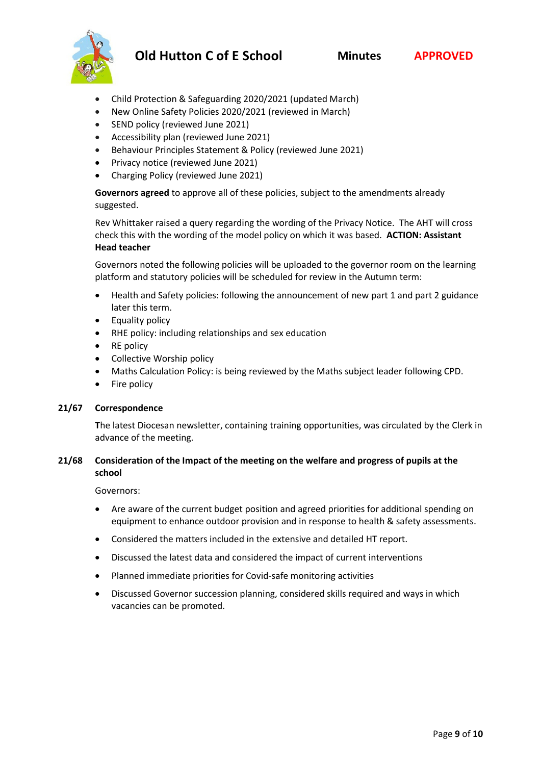- Child Protection & Safeguarding 2020/2021 (updated March)
- New Online Safety Policies 2020/2021 (reviewed in March)
- SEND policy (reviewed June 2021)
- Accessibility plan (reviewed June 2021)
- Behaviour Principles Statement & Policy (reviewed June 2021)
- Privacy notice (reviewed June 2021)
- Charging Policy (reviewed June 2021)

**Governors agreed** to approve all of these policies, subject to the amendments already suggested.

Rev Whittaker raised a query regarding the wording of the Privacy Notice. The AHT will cross check this with the wording of the model policy on which it was based. **ACTION: Assistant Head teacher**

Governors noted the following policies will be uploaded to the governor room on the learning platform and statutory policies will be scheduled for review in the Autumn term:

- Health and Safety policies: following the announcement of new part 1 and part 2 guidance later this term.
- Equality policy
- RHE policy: including relationships and sex education
- RE policy
- Collective Worship policy
- Maths Calculation Policy: is being reviewed by the Maths subject leader following CPD.
- Fire policy

**21/67 Correspondence**

The latest Diocesan newsletter, containing training opportunities, was circulated by the Clerk in advance of the meeting.

**21/68 Consideration of the Impact of the meeting on the welfare and progress of pupils at the school**

Governors:

- Are aware of the current budget position and agreed priorities for additional spending on equipment to enhance outdoor provision and in response to health & safety assessments.
- Considered the matters included in the extensive and detailed HT report.
- Discussed the latest data and considered the impact of current interventions
- Planned immediate priorities for Covid-safe monitoring activities
- Discussed Governor succession planning, considered skills required and ways in which vacancies can be promoted.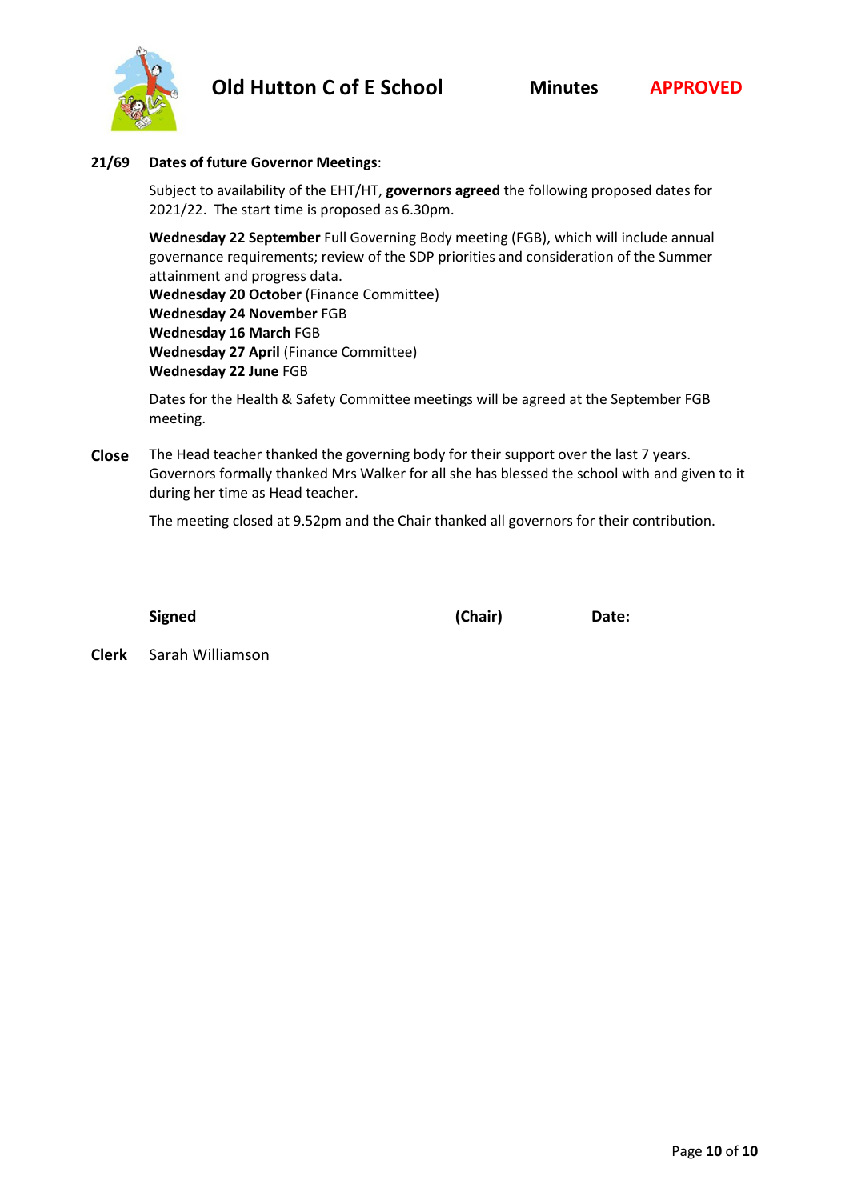**21/69 Dates of future Governor Meetings**:

Subject to availability of the EHT/HT, **governors agreed** the following proposed dates for 2021/22. The start time is proposed as 6.30pm.

**Wednesday 22 September** Full Governing Body meeting (FGB), which will include annual governance requirements; review of the SDP priorities and consideration of the Summer attainment and progress data.
**Wednesday 20 October** (Finance Committee)
**Wednesday 24 November** FGB
**Wednesday 16 March** FGB
**Wednesday 27 April** (Finance Committee)
**Wednesday 22 June** FGB

Dates for the Health & Safety Committee meetings will be agreed at the September FGB meeting.

**Close** The Head teacher thanked the governing body for their support over the last 7 years. Governors formally thanked Mrs Walker for all she has blessed the school with and given to it during her time as Head teacher.

The meeting closed at 9.52pm and the Chair thanked all governors for their contribution.

**Signed** **(Chair)** **Date:**

**Clerk** Sarah Williamson